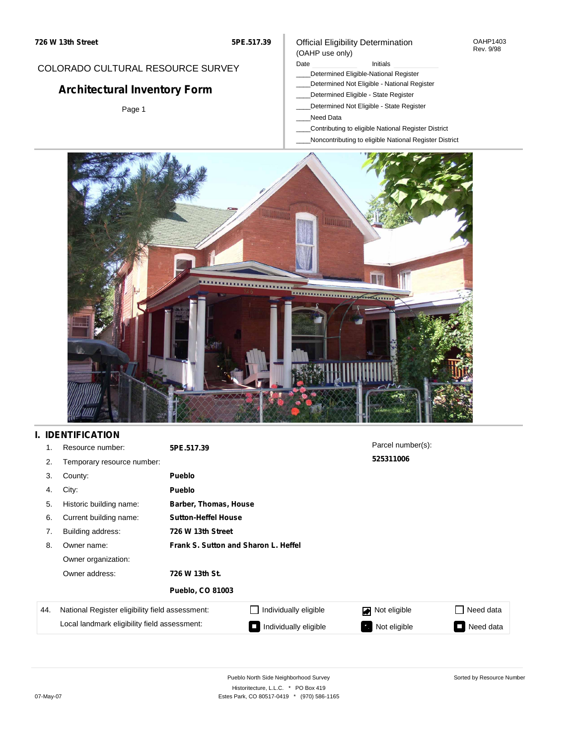**726 W 13th Street** **5PE.517.39**

COLORADO CULTURAL RESOURCE SURVEY

# Architectural Inventory Form

Page 1

Official Eligibility Determination
(OAHP use only)

OAHP1403
Rev. 9/98

Date ______ Initials ______

____Determined Eligible-National Register
____Determined Not Eligible - National Register
____Determined Eligible - State Register
____Determined Not Eligible - State Register
____Need Data
____Contributing to eligible National Register District
____Noncontributing to eligible National Register District

## I. IDENTIFICATION

1. Resource number: **5PE.517.39**
2. Temporary resource number:
3. County: **Pueblo**
4. City: **Pueblo**
5. Historic building name: **Barber, Thomas, House**
6. Current building name: **Sutton-Heffel House**
7. Building address: **726 W 13th Street**
8. Owner name: **Frank S. Sutton and Sharon L. Heffel**

   Owner organization:

   Owner address: **726 W 13th St.**

   **Pueblo, CO 81003**

Parcel number(s): **525311006**

| 44. | | | | |
|---|---|---|---|---|
| National Register eligibility field assessment: | ☐ Individually eligible | ☑ Not eligible | ☐ Need data |
| Local landmark eligibility field assessment: | ■ Individually eligible | ■ Not eligible | ■ Need data |

Pueblo North Side Neighborhood Survey
Historitecture, L.L.C. * PO Box 419
Estes Park, CO 80517-0419 * (970) 586-1165

Sorted by Resource Number

07-May-07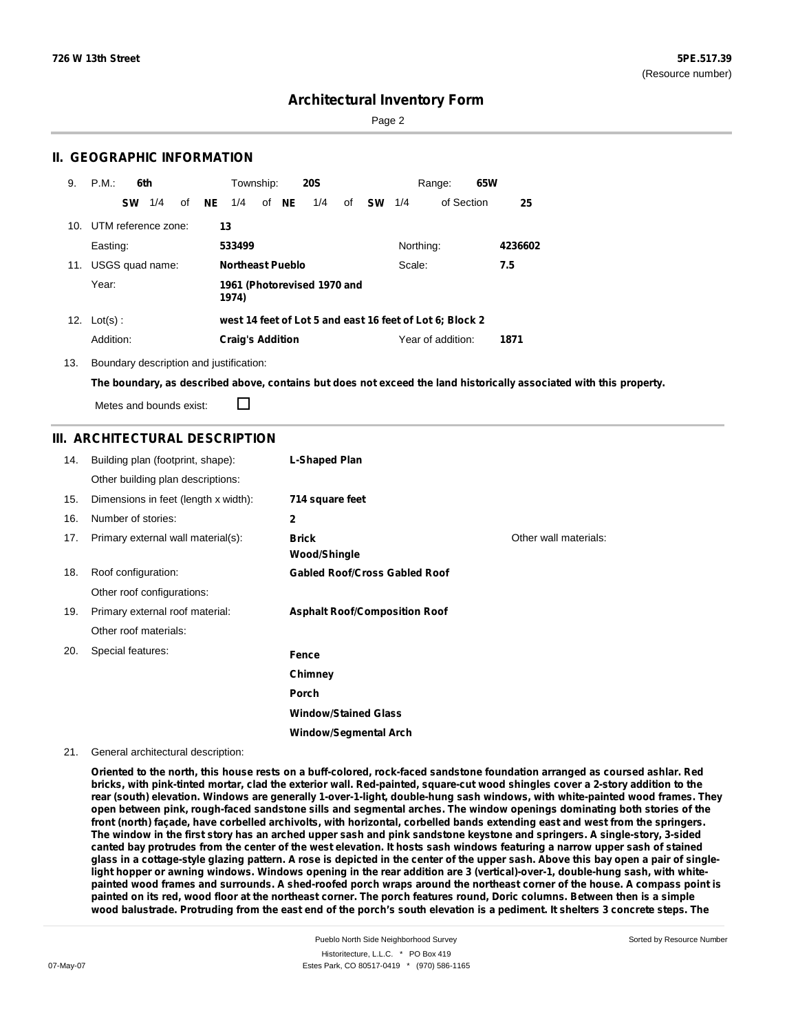**726 W 13th Street** | **5PE.517.39** (Resource number)

# Architectural Inventory Form

## II. GEOGRAPHIC INFORMATION

9. P.M.: **6th** Township: **20S** Range: **65W**
   **SW** 1/4 of **NE** 1/4 of **NE** 1/4 of **SW** 1/4 of Section **25**

10. UTM reference zone: **13**
    Easting: **533499** Northing: **4236602**

11. USGS quad name: **Northeast Pueblo** Scale: **7.5**
    Year: **1961 (Photorevised 1970 and 1974)**

12. Lot(s): **west 14 feet of Lot 5 and east 16 feet of Lot 6; Block 2**
    Addition: **Craig's Addition** Year of addition: **1871**

13. Boundary description and justification:
    **The boundary, as described above, contains but does not exceed the land historically associated with this property.**
    Metes and bounds exist: ☐

## III. ARCHITECTURAL DESCRIPTION

14. Building plan (footprint, shape): **L-Shaped Plan**
    Other building plan descriptions:
15. Dimensions in feet (length x width): **714 square feet**
16. Number of stories: **2**
17. Primary external wall material(s): **Brick**, **Wood/Shingle**
    Other wall materials:
18. Roof configuration: **Gabled Roof/Cross Gabled Roof**
    Other roof configurations:
19. Primary external roof material: **Asphalt Roof/Composition Roof**
    Other roof materials:
20. Special features:
    **Fence**
    **Chimney**
    **Porch**
    **Window/Stained Glass**
    **Window/Segmental Arch**

21. General architectural description:

**Oriented to the north, this house rests on a buff-colored, rock-faced sandstone foundation arranged as coursed ashlar. Red bricks, with pink-tinted mortar, clad the exterior wall. Red-painted, square-cut wood shingles cover a 2-story addition to the rear (south) elevation. Windows are generally 1-over-1-light, double-hung sash windows, with white-painted wood frames. They open between pink, rough-faced sandstone sills and segmental arches. The window openings dominating both stories of the front (north) façade, have corbelled archivolts, with horizontal, corbelled bands extending east and west from the springers. The window in the first story has an arched upper sash and pink sandstone keystone and springers. A single-story, 3-sided canted bay protrudes from the center of the west elevation. It hosts sash windows featuring a narrow upper sash of stained glass in a cottage-style glazing pattern. A rose is depicted in the center of the upper sash. Above this bay open a pair of single-light hopper or awning windows. Windows opening in the rear addition are 3 (vertical)-over-1, double-hung sash, with white-painted wood frames and surrounds. A shed-roofed porch wraps around the northeast corner of the house. A compass point is painted on its red, wood floor at the northeast corner. The porch features round, Doric columns. Between then is a simple wood balustrade. Protruding from the east end of the porch's south elevation is a pediment. It shelters 3 concrete steps. The**

Pueblo North Side Neighborhood Survey
Historitecture, L.L.C. * PO Box 419
Estes Park, CO 80517-0419 * (970) 586-1165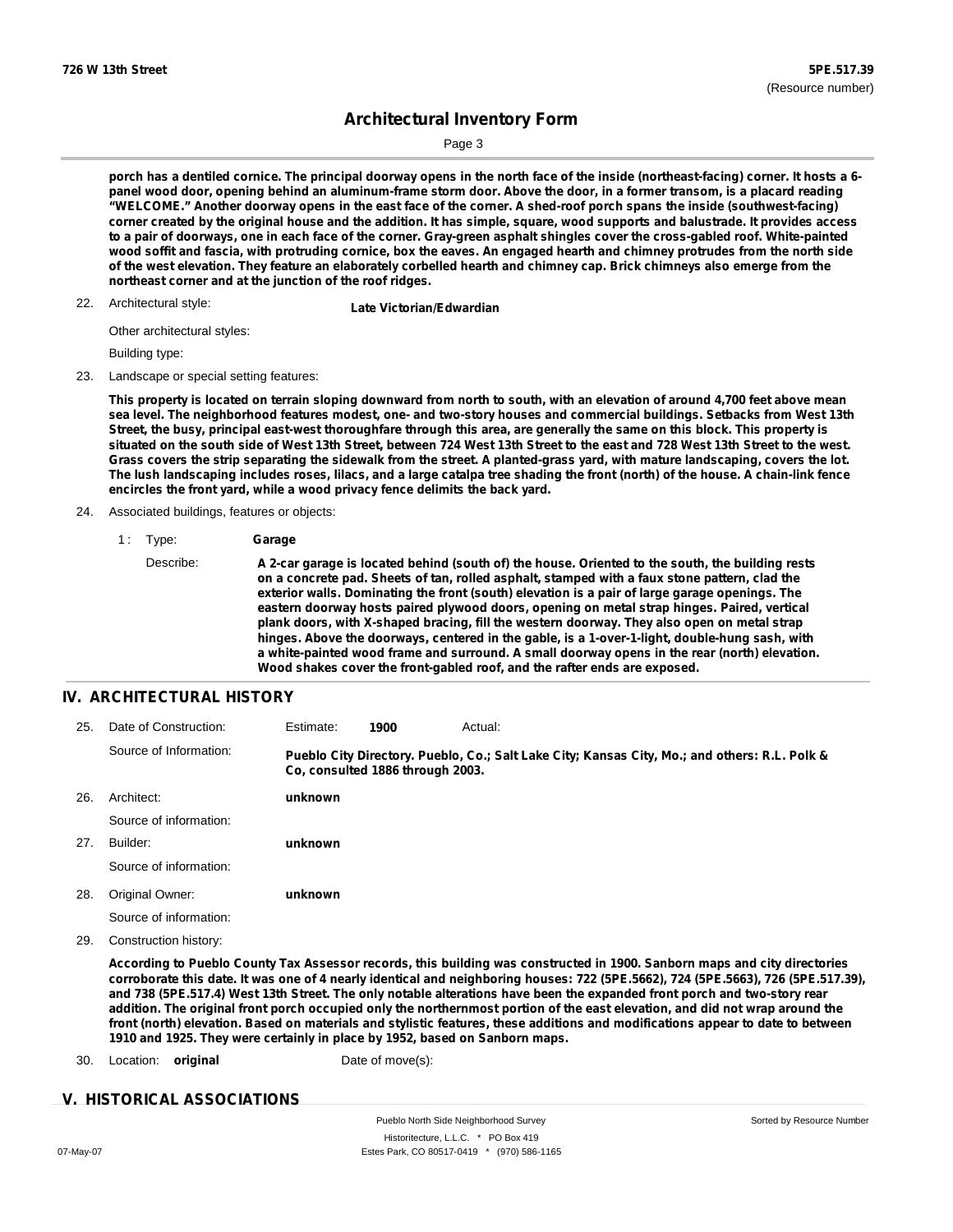**porch has a dentiled cornice. The principal doorway opens in the north face of the inside (northeast-facing) corner. It hosts a 6-panel wood door, opening behind an aluminum-frame storm door. Above the door, in a former transom, is a placard reading "WELCOME." Another doorway opens in the east face of the corner. A shed-roof porch spans the inside (southwest-facing) corner created by the original house and the addition. It has simple, square, wood supports and balustrade. It provides access to a pair of doorways, one in each face of the corner. Gray-green asphalt shingles cover the cross-gabled roof. White-painted wood soffit and fascia, with protruding cornice, box the eaves. An engaged hearth and chimney protrudes from the north side of the west elevation. They feature an elaborately corbelled hearth and chimney cap. Brick chimneys also emerge from the northeast corner and at the junction of the roof ridges.**

22. Architectural style: **Late Victorian/Edwardian**

    Other architectural styles:

    Building type:

23. Landscape or special setting features:

    **This property is located on terrain sloping downward from north to south, with an elevation of around 4,700 feet above mean sea level. The neighborhood features modest, one- and two-story houses and commercial buildings. Setbacks from West 13th Street, the busy, principal east-west thoroughfare through this area, are generally the same on this block. This property is situated on the south side of West 13th Street, between 724 West 13th Street to the east and 728 West 13th Street to the west. Grass covers the strip separating the sidewalk from the street. A planted-grass yard, with mature landscaping, covers the lot. The lush landscaping includes roses, lilacs, and a large catalpa tree shading the front (north) of the house. A chain-link fence encircles the front yard, while a wood privacy fence delimits the back yard.**

24. Associated buildings, features or objects:

    1 : Type: **Garage**

    Describe: **A 2-car garage is located behind (south of) the house. Oriented to the south, the building rests on a concrete pad. Sheets of tan, rolled asphalt, stamped with a faux stone pattern, clad the exterior walls. Dominating the front (south) elevation is a pair of large garage openings. The eastern doorway hosts paired plywood doors, opening on metal strap hinges. Paired, vertical plank doors, with X-shaped bracing, fill the western doorway. They also open on metal strap hinges. Above the doorways, centered in the gable, is a 1-over-1-light, double-hung sash, with a white-painted wood frame and surround. A small doorway opens in the rear (north) elevation. Wood shakes cover the front-gabled roof, and the rafter ends are exposed.**

## IV. ARCHITECTURAL HISTORY

25. Date of Construction: Estimate: **1900** Actual:

    Source of Information: **Pueblo City Directory. Pueblo, Co.; Salt Lake City; Kansas City, Mo.; and others: R.L. Polk & Co, consulted 1886 through 2003.**

26. Architect: **unknown**

    Source of information:

27. Builder: **unknown**

    Source of information:

28. Original Owner: **unknown**

    Source of information:

29. Construction history:

    **According to Pueblo County Tax Assessor records, this building was constructed in 1900. Sanborn maps and city directories corroborate this date. It was one of 4 nearly identical and neighboring houses: 722 (5PE.5662), 724 (5PE.5663), 726 (5PE.517.39), and 738 (5PE.517.4) West 13th Street. The only notable alterations have been the expanded front porch and two-story rear addition. The original front porch occupied only the northernmost portion of the east elevation, and did not wrap around the front (north) elevation. Based on materials and stylistic features, these additions and modifications appear to date to between 1910 and 1925. They were certainly in place by 1952, based on Sanborn maps.**

30. Location: **original** Date of move(s):

## V. HISTORICAL ASSOCIATIONS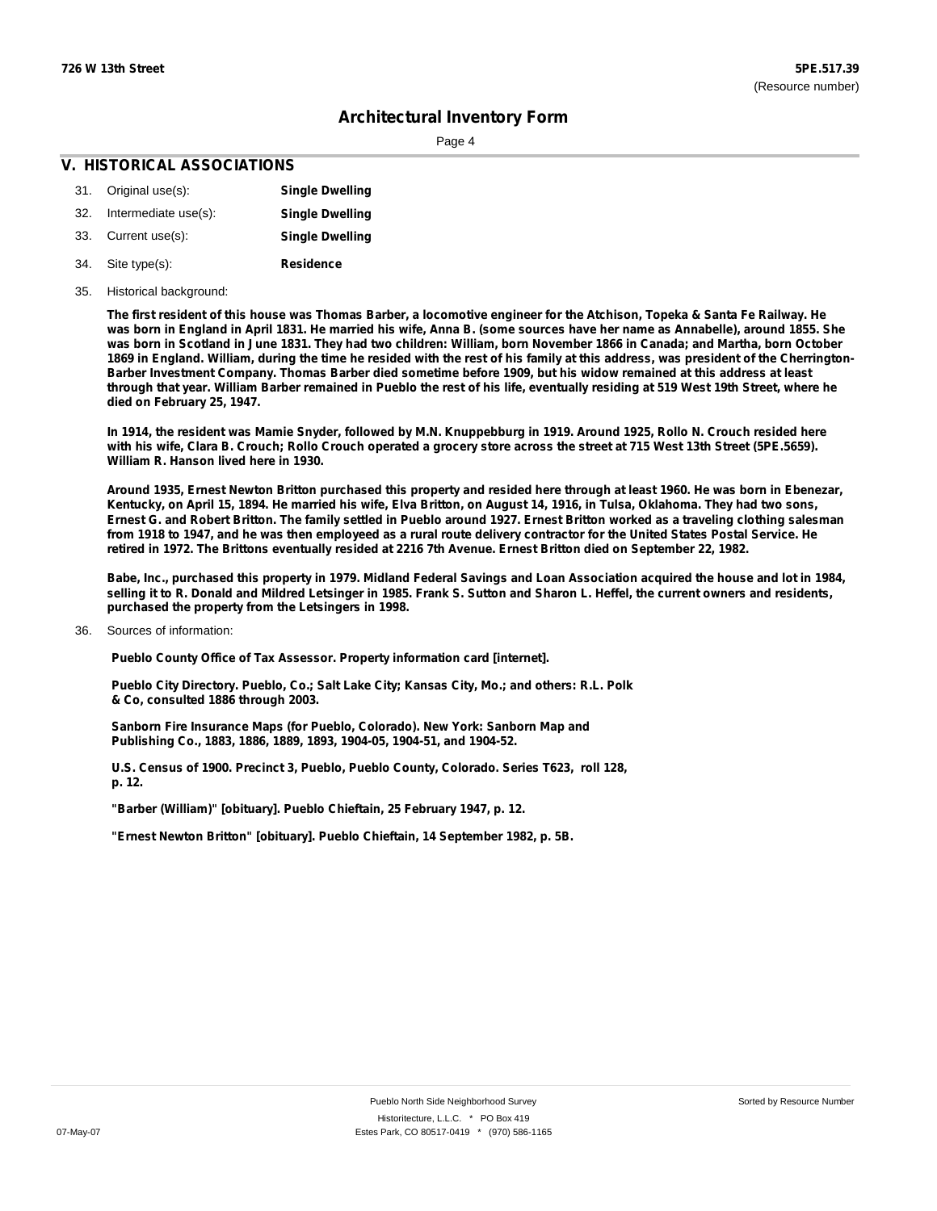## V. HISTORICAL ASSOCIATIONS

31. Original use(s): **Single Dwelling**
32. Intermediate use(s): **Single Dwelling**
33. Current use(s): **Single Dwelling**
34. Site type(s): **Residence**
35. Historical background:

**The first resident of this house was Thomas Barber, a locomotive engineer for the Atchison, Topeka & Santa Fe Railway. He was born in England in April 1831. He married his wife, Anna B. (some sources have her name as Annabelle), around 1855. She was born in Scotland in June 1831. They had two children: William, born November 1866 in Canada; and Martha, born October 1869 in England. William, during the time he resided with the rest of his family at this address, was president of the Cherrington-Barber Investment Company. Thomas Barber died sometime before 1909, but his widow remained at this address at least through that year. William Barber remained in Pueblo the rest of his life, eventually residing at 519 West 19th Street, where he died on February 25, 1947.**

**In 1914, the resident was Mamie Snyder, followed by M.N. Knuppebburg in 1919. Around 1925, Rollo N. Crouch resided here with his wife, Clara B. Crouch; Rollo Crouch operated a grocery store across the street at 715 West 13th Street (5PE.5659). William R. Hanson lived here in 1930.**

**Around 1935, Ernest Newton Britton purchased this property and resided here through at least 1960. He was born in Ebenezar, Kentucky, on April 15, 1894. He married his wife, Elva Britton, on August 14, 1916, in Tulsa, Oklahoma. They had two sons, Ernest G. and Robert Britton. The family settled in Pueblo around 1927. Ernest Britton worked as a traveling clothing salesman from 1918 to 1947, and he was then employeed as a rural route delivery contractor for the United States Postal Service. He retired in 1972. The Brittons eventually resided at 2216 7th Avenue. Ernest Britton died on September 22, 1982.**

**Babe, Inc., purchased this property in 1979. Midland Federal Savings and Loan Association acquired the house and lot in 1984, selling it to R. Donald and Mildred Letsinger in 1985. Frank S. Sutton and Sharon L. Heffel, the current owners and residents, purchased the property from the Letsingers in 1998.**

36. Sources of information:

**Pueblo County Office of Tax Assessor. Property information card [internet].**

**Pueblo City Directory. Pueblo, Co.; Salt Lake City; Kansas City, Mo.; and others: R.L. Polk & Co, consulted 1886 through 2003.**

**Sanborn Fire Insurance Maps (for Pueblo, Colorado). New York: Sanborn Map and Publishing Co., 1883, 1886, 1889, 1893, 1904-05, 1904-51, and 1904-52.**

**U.S. Census of 1900. Precinct 3, Pueblo, Pueblo County, Colorado. Series T623, roll 128, p. 12.**

**"Barber (William)" [obituary]. Pueblo Chieftain, 25 February 1947, p. 12.**

**"Ernest Newton Britton" [obituary]. Pueblo Chieftain, 14 September 1982, p. 5B.**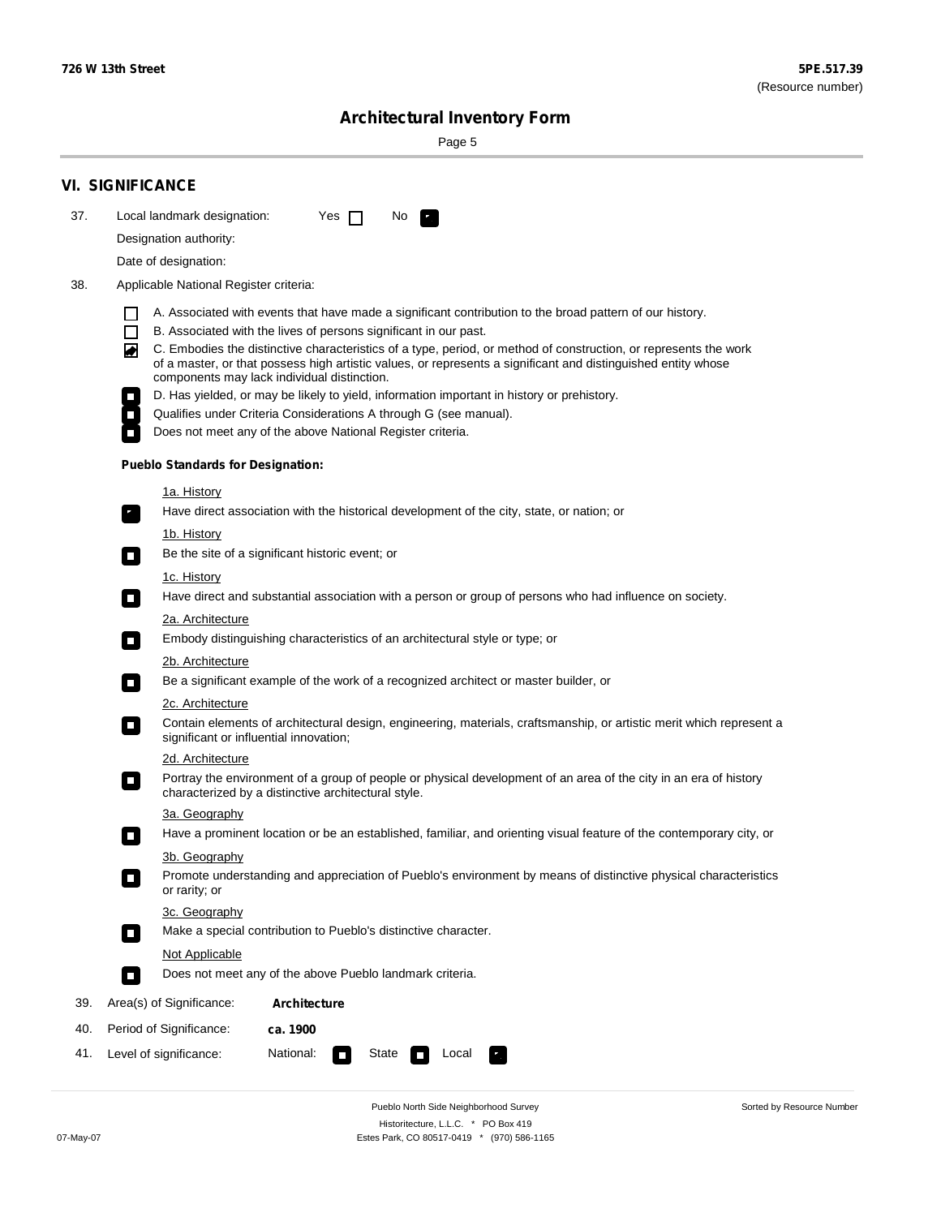## VI. SIGNIFICANCE

37. Local landmark designation: Yes ☐ No ☑

Designation authority:

Date of designation:

38. Applicable National Register criteria:

☐ A. Associated with events that have made a significant contribution to the broad pattern of our history.

☐ B. Associated with the lives of persons significant in our past.

☑ C. Embodies the distinctive characteristics of a type, period, or method of construction, or represents the work of a master, or that possess high artistic values, or represents a significant and distinguished entity whose components may lack individual distinction.

☐ D. Has yielded, or may be likely to yield, information important in history or prehistory.

☐ Qualifies under Criteria Considerations A through G (see manual).

☐ Does not meet any of the above National Register criteria.

**Pueblo Standards for Designation:**

1a. History

☑ Have direct association with the historical development of the city, state, or nation; or

1b. History

☐ Be the site of a significant historic event; or

1c. History

☐ Have direct and substantial association with a person or group of persons who had influence on society.

2a. Architecture

☐ Embody distinguishing characteristics of an architectural style or type; or

2b. Architecture

☐ Be a significant example of the work of a recognized architect or master builder, or

2c. Architecture

☐ Contain elements of architectural design, engineering, materials, craftsmanship, or artistic merit which represent a significant or influential innovation;

2d. Architecture

☐ Portray the environment of a group of people or physical development of an area of the city in an era of history characterized by a distinctive architectural style.

3a. Geography

☐ Have a prominent location or be an established, familiar, and orienting visual feature of the contemporary city, or

3b. Geography

☐ Promote understanding and appreciation of Pueblo's environment by means of distinctive physical characteristics or rarity; or

3c. Geography

☐ Make a special contribution to Pueblo's distinctive character.

Not Applicable

☐ Does not meet any of the above Pueblo landmark criteria.

39. Area(s) of Significance: **Architecture**

40. Period of Significance: **ca. 1900**

41. Level of significance: National: ☐ State ☐ Local ☑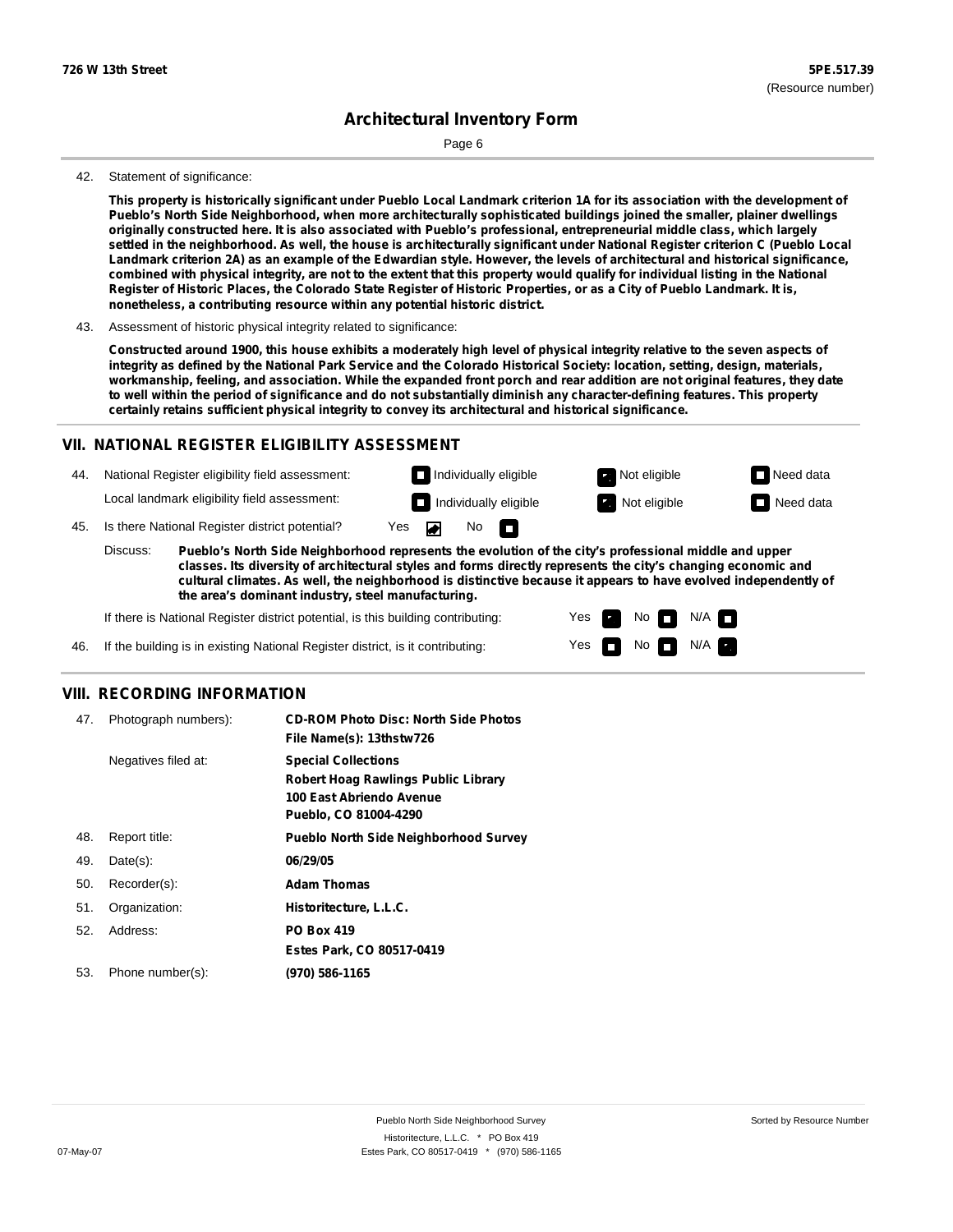42. Statement of significance:

**This property is historically significant under Pueblo Local Landmark criterion 1A for its association with the development of Pueblo's North Side Neighborhood, when more architecturally sophisticated buildings joined the smaller, plainer dwellings originally constructed here. It is also associated with Pueblo's professional, entrepreneurial middle class, which largely settled in the neighborhood. As well, the house is architecturally significant under National Register criterion C (Pueblo Local Landmark criterion 2A) as an example of the Edwardian style. However, the levels of architectural and historical significance, combined with physical integrity, are not to the extent that this property would qualify for individual listing in the National Register of Historic Places, the Colorado State Register of Historic Properties, or as a City of Pueblo Landmark. It is, nonetheless, a contributing resource within any potential historic district.**

43. Assessment of historic physical integrity related to significance:

**Constructed around 1900, this house exhibits a moderately high level of physical integrity relative to the seven aspects of integrity as defined by the National Park Service and the Colorado Historical Society: location, setting, design, materials, workmanship, feeling, and association. While the expanded front porch and rear addition are not original features, they date to well within the period of significance and do not substantially diminish any character-defining features. This property certainly retains sufficient physical integrity to convey its architectural and historical significance.**

## VII. NATIONAL REGISTER ELIGIBILITY ASSESSMENT

44. National Register eligibility field assessment: Individually eligible ☐ Not eligible ☒ Need data ☐

Local landmark eligibility field assessment: Individually eligible ☐ Not eligible ☒ Need data ☐

45. Is there National Register district potential? Yes ☒ No ☐

Discuss: **Pueblo's North Side Neighborhood represents the evolution of the city's professional middle and upper classes. Its diversity of architectural styles and forms directly represents the city's changing economic and cultural climates. As well, the neighborhood is distinctive because it appears to have evolved independently of the area's dominant industry, steel manufacturing.**

If there is National Register district potential, is this building contributing: Yes ☒ No ☐ N/A ☐

46. If the building is in existing National Register district, is it contributing: Yes ☐ No ☐ N/A ☒

## VIII. RECORDING INFORMATION

| | | |
|---|---|---|
| 47. | Photograph numbers): | **CD-ROM Photo Disc: North Side Photos**<br>**File Name(s): 13thstw726** |
| | Negatives filed at: | **Special Collections**<br>**Robert Hoag Rawlings Public Library**<br>**100 East Abriendo Avenue**<br>**Pueblo, CO 81004-4290** |
| 48. | Report title: | **Pueblo North Side Neighborhood Survey** |
| 49. | Date(s): | **06/29/05** |
| 50. | Recorder(s): | **Adam Thomas** |
| 51. | Organization: | **Historitecture, L.L.C.** |
| 52. | Address: | **PO Box 419**<br>**Estes Park, CO 80517-0419** |
| 53. | Phone number(s): | **(970) 586-1165** |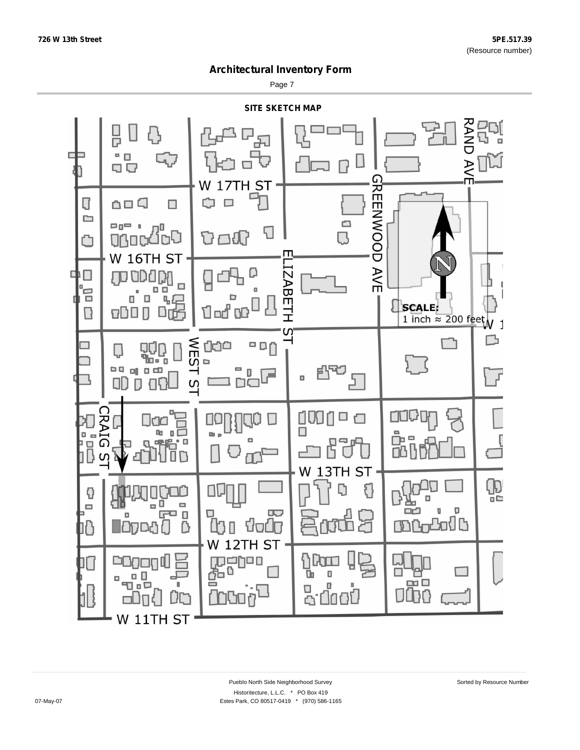# Architectural Inventory Form

## SITE SKETCH MAP

W 17TH ST

W 16TH ST

W 13TH ST

W 12TH ST

W 11TH ST

RAND AVE

GREENWOOD AVE

ELIZABETH ST

WEST ST

CRAIG ST

SCALE:
1 inch ≈ 200 feet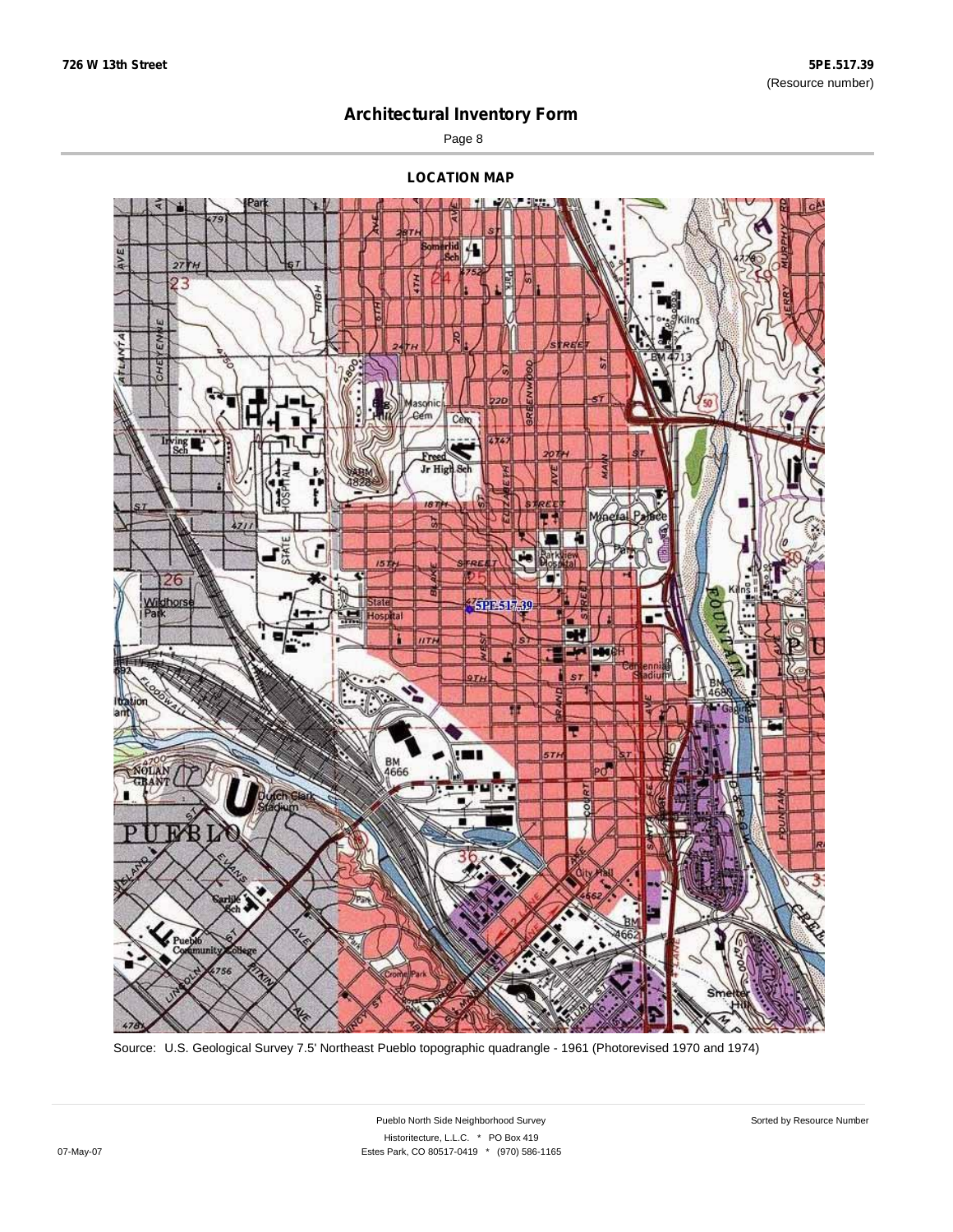## Architectural Inventory Form

### LOCATION MAP

Source: U.S. Geological Survey 7.5' Northeast Pueblo topographic quadrangle - 1961 (Photorevised 1970 and 1974)